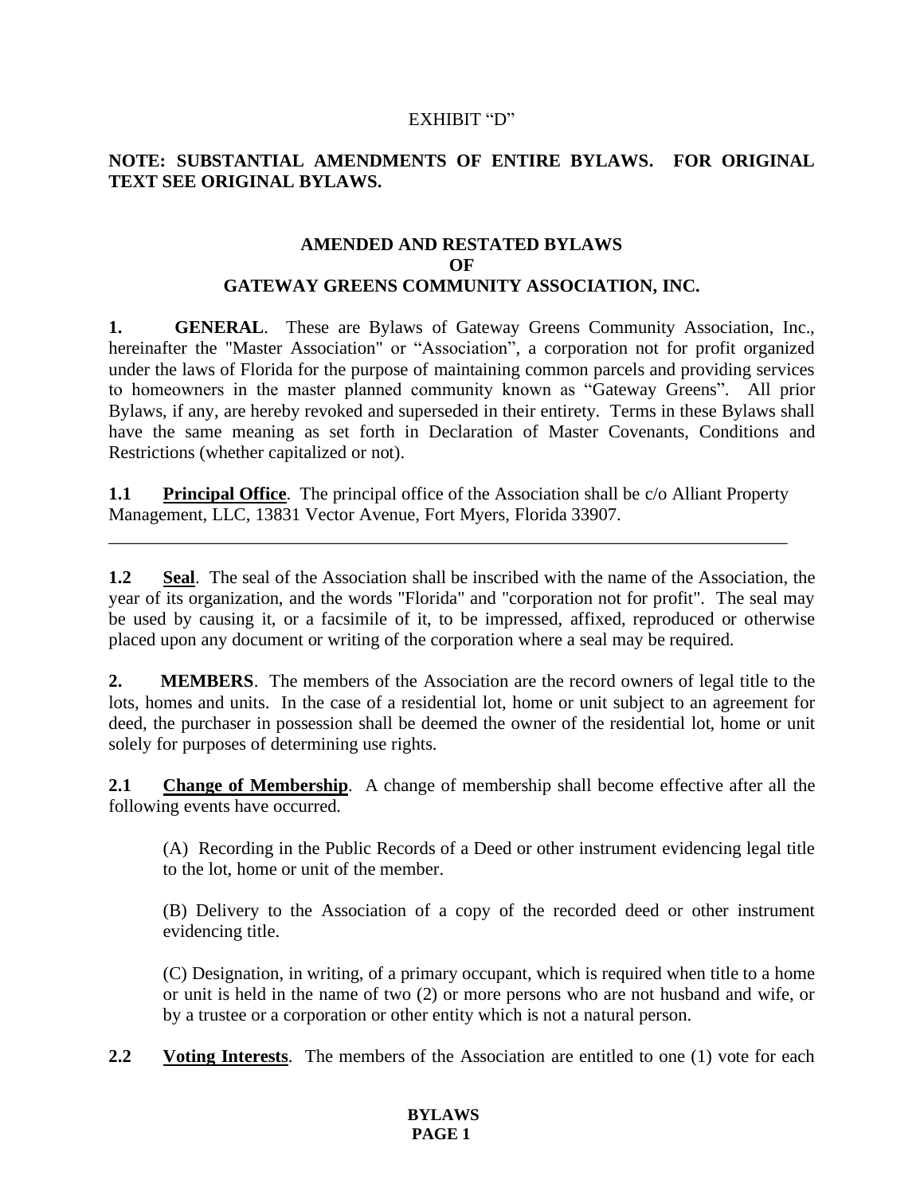EXHIBIT “D”

**NOTE: SUBSTANTIAL AMENDMENTS OF ENTIRE BYLAWS. FOR ORIGINAL TEXT SEE ORIGINAL BYLAWS.**

# AMENDED AND RESTATED BYLAWS OF GATEWAY GREENS COMMUNITY ASSOCIATION, INC.

**1. GENERAL**. These are Bylaws of Gateway Greens Community Association, Inc., hereinafter the "Master Association" or “Association”, a corporation not for profit organized under the laws of Florida for the purpose of maintaining common parcels and providing services to homeowners in the master planned community known as “Gateway Greens”. All prior Bylaws, if any, are hereby revoked and superseded in their entirety. Terms in these Bylaws shall have the same meaning as set forth in Declaration of Master Covenants, Conditions and Restrictions (whether capitalized or not).

**1.1 Principal Office**. The principal office of the Association shall be c/o Alliant Property Management, LLC, 13831 Vector Avenue, Fort Myers, Florida 33907.

---

**1.2 Seal**. The seal of the Association shall be inscribed with the name of the Association, the year of its organization, and the words "Florida" and "corporation not for profit". The seal may be used by causing it, or a facsimile of it, to be impressed, affixed, reproduced or otherwise placed upon any document or writing of the corporation where a seal may be required.

**2. MEMBERS**. The members of the Association are the record owners of legal title to the lots, homes and units. In the case of a residential lot, home or unit subject to an agreement for deed, the purchaser in possession shall be deemed the owner of the residential lot, home or unit solely for purposes of determining use rights.

**2.1 Change of Membership**. A change of membership shall become effective after all the following events have occurred.

(A) Recording in the Public Records of a Deed or other instrument evidencing legal title to the lot, home or unit of the member.

(B) Delivery to the Association of a copy of the recorded deed or other instrument evidencing title.

(C) Designation, in writing, of a primary occupant, which is required when title to a home or unit is held in the name of two (2) or more persons who are not husband and wife, or by a trustee or a corporation or other entity which is not a natural person.

**2.2 Voting Interests**. The members of the Association are entitled to one (1) vote for each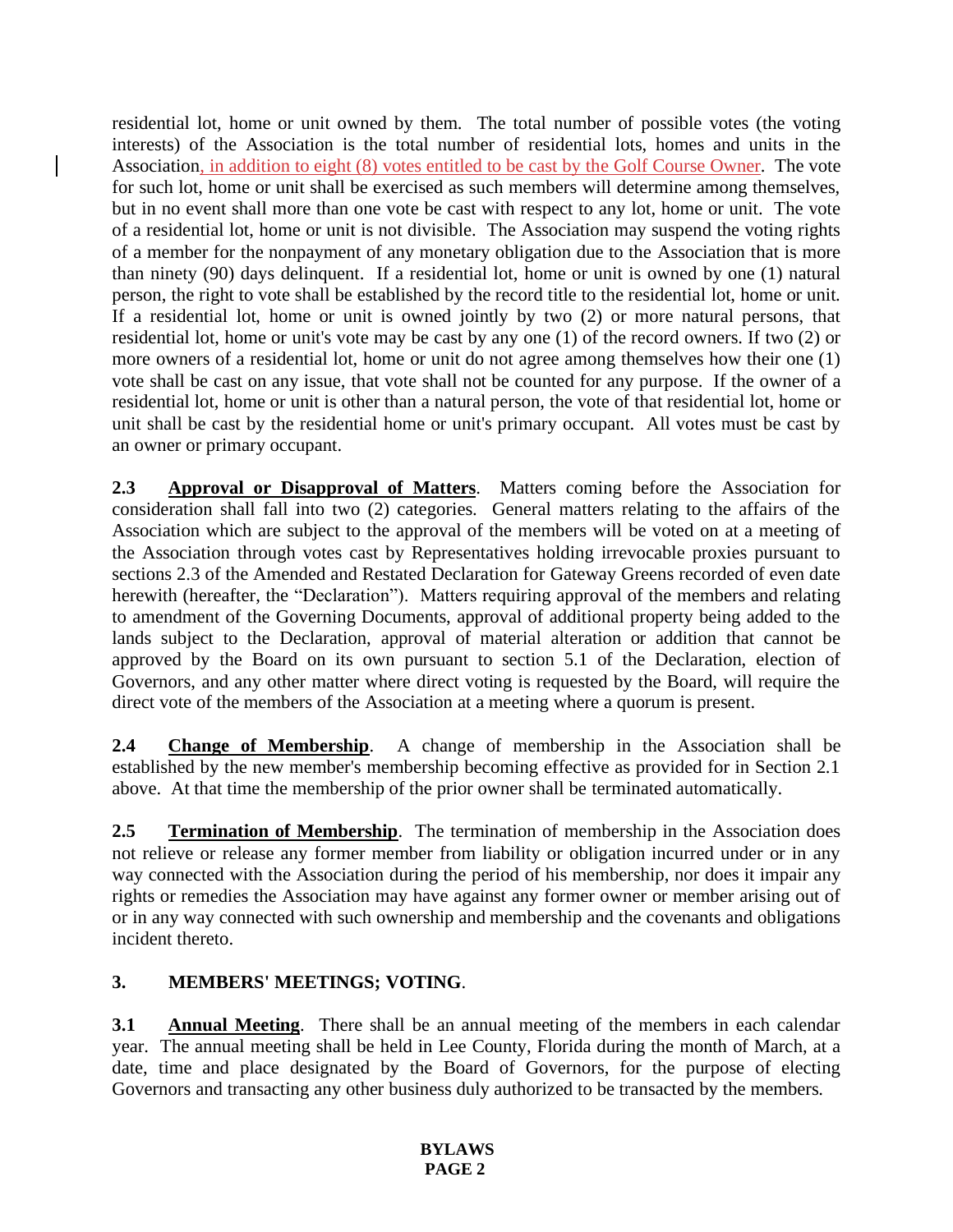residential lot, home or unit owned by them. The total number of possible votes (the voting interests) of the Association is the total number of residential lots, homes and units in the Association, in addition to eight (8) votes entitled to be cast by the Golf Course Owner. The vote for such lot, home or unit shall be exercised as such members will determine among themselves, but in no event shall more than one vote be cast with respect to any lot, home or unit. The vote of a residential lot, home or unit is not divisible. The Association may suspend the voting rights of a member for the nonpayment of any monetary obligation due to the Association that is more than ninety (90) days delinquent. If a residential lot, home or unit is owned by one (1) natural person, the right to vote shall be established by the record title to the residential lot, home or unit. If a residential lot, home or unit is owned jointly by two (2) or more natural persons, that residential lot, home or unit's vote may be cast by any one (1) of the record owners. If two (2) or more owners of a residential lot, home or unit do not agree among themselves how their one (1) vote shall be cast on any issue, that vote shall not be counted for any purpose. If the owner of a residential lot, home or unit is other than a natural person, the vote of that residential lot, home or unit shall be cast by the residential home or unit's primary occupant. All votes must be cast by an owner or primary occupant.

**2.3 Approval or Disapproval of Matters**. Matters coming before the Association for consideration shall fall into two (2) categories. General matters relating to the affairs of the Association which are subject to the approval of the members will be voted on at a meeting of the Association through votes cast by Representatives holding irrevocable proxies pursuant to sections 2.3 of the Amended and Restated Declaration for Gateway Greens recorded of even date herewith (hereafter, the "Declaration"). Matters requiring approval of the members and relating to amendment of the Governing Documents, approval of additional property being added to the lands subject to the Declaration, approval of material alteration or addition that cannot be approved by the Board on its own pursuant to section 5.1 of the Declaration, election of Governors, and any other matter where direct voting is requested by the Board, will require the direct vote of the members of the Association at a meeting where a quorum is present.

**2.4 Change of Membership**. A change of membership in the Association shall be established by the new member's membership becoming effective as provided for in Section 2.1 above. At that time the membership of the prior owner shall be terminated automatically.

**2.5 Termination of Membership**. The termination of membership in the Association does not relieve or release any former member from liability or obligation incurred under or in any way connected with the Association during the period of his membership, nor does it impair any rights or remedies the Association may have against any former owner or member arising out of or in any way connected with such ownership and membership and the covenants and obligations incident thereto.

## 3. MEMBERS' MEETINGS; VOTING.

**3.1 Annual Meeting**. There shall be an annual meeting of the members in each calendar year. The annual meeting shall be held in Lee County, Florida during the month of March, at a date, time and place designated by the Board of Governors, for the purpose of electing Governors and transacting any other business duly authorized to be transacted by the members.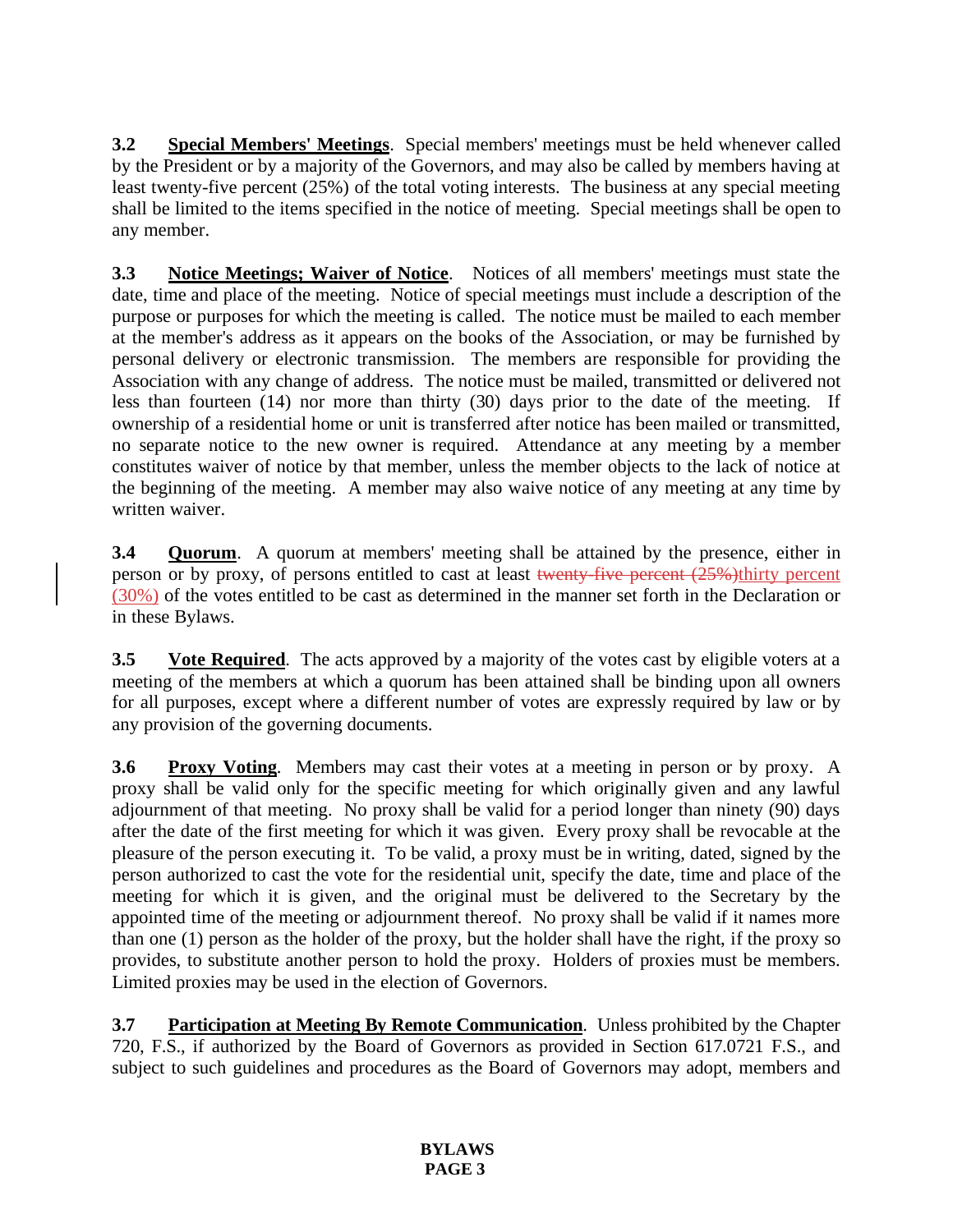**3.2 Special Members' Meetings**. Special members' meetings must be held whenever called by the President or by a majority of the Governors, and may also be called by members having at least twenty-five percent (25%) of the total voting interests. The business at any special meeting shall be limited to the items specified in the notice of meeting. Special meetings shall be open to any member.

**3.3 Notice Meetings; Waiver of Notice**. Notices of all members' meetings must state the date, time and place of the meeting. Notice of special meetings must include a description of the purpose or purposes for which the meeting is called. The notice must be mailed to each member at the member's address as it appears on the books of the Association, or may be furnished by personal delivery or electronic transmission. The members are responsible for providing the Association with any change of address. The notice must be mailed, transmitted or delivered not less than fourteen (14) nor more than thirty (30) days prior to the date of the meeting. If ownership of a residential home or unit is transferred after notice has been mailed or transmitted, no separate notice to the new owner is required. Attendance at any meeting by a member constitutes waiver of notice by that member, unless the member objects to the lack of notice at the beginning of the meeting. A member may also waive notice of any meeting at any time by written waiver.

**3.4 Quorum**. A quorum at members' meeting shall be attained by the presence, either in person or by proxy, of persons entitled to cast at least ~~twenty-five percent (25%)~~thirty percent (30%) of the votes entitled to be cast as determined in the manner set forth in the Declaration or in these Bylaws.

**3.5 Vote Required**. The acts approved by a majority of the votes cast by eligible voters at a meeting of the members at which a quorum has been attained shall be binding upon all owners for all purposes, except where a different number of votes are expressly required by law or by any provision of the governing documents.

**3.6 Proxy Voting**. Members may cast their votes at a meeting in person or by proxy. A proxy shall be valid only for the specific meeting for which originally given and any lawful adjournment of that meeting. No proxy shall be valid for a period longer than ninety (90) days after the date of the first meeting for which it was given. Every proxy shall be revocable at the pleasure of the person executing it. To be valid, a proxy must be in writing, dated, signed by the person authorized to cast the vote for the residential unit, specify the date, time and place of the meeting for which it is given, and the original must be delivered to the Secretary by the appointed time of the meeting or adjournment thereof. No proxy shall be valid if it names more than one (1) person as the holder of the proxy, but the holder shall have the right, if the proxy so provides, to substitute another person to hold the proxy. Holders of proxies must be members. Limited proxies may be used in the election of Governors.

**3.7 Participation at Meeting By Remote Communication**. Unless prohibited by the Chapter 720, F.S., if authorized by the Board of Governors as provided in Section 617.0721 F.S., and subject to such guidelines and procedures as the Board of Governors may adopt, members and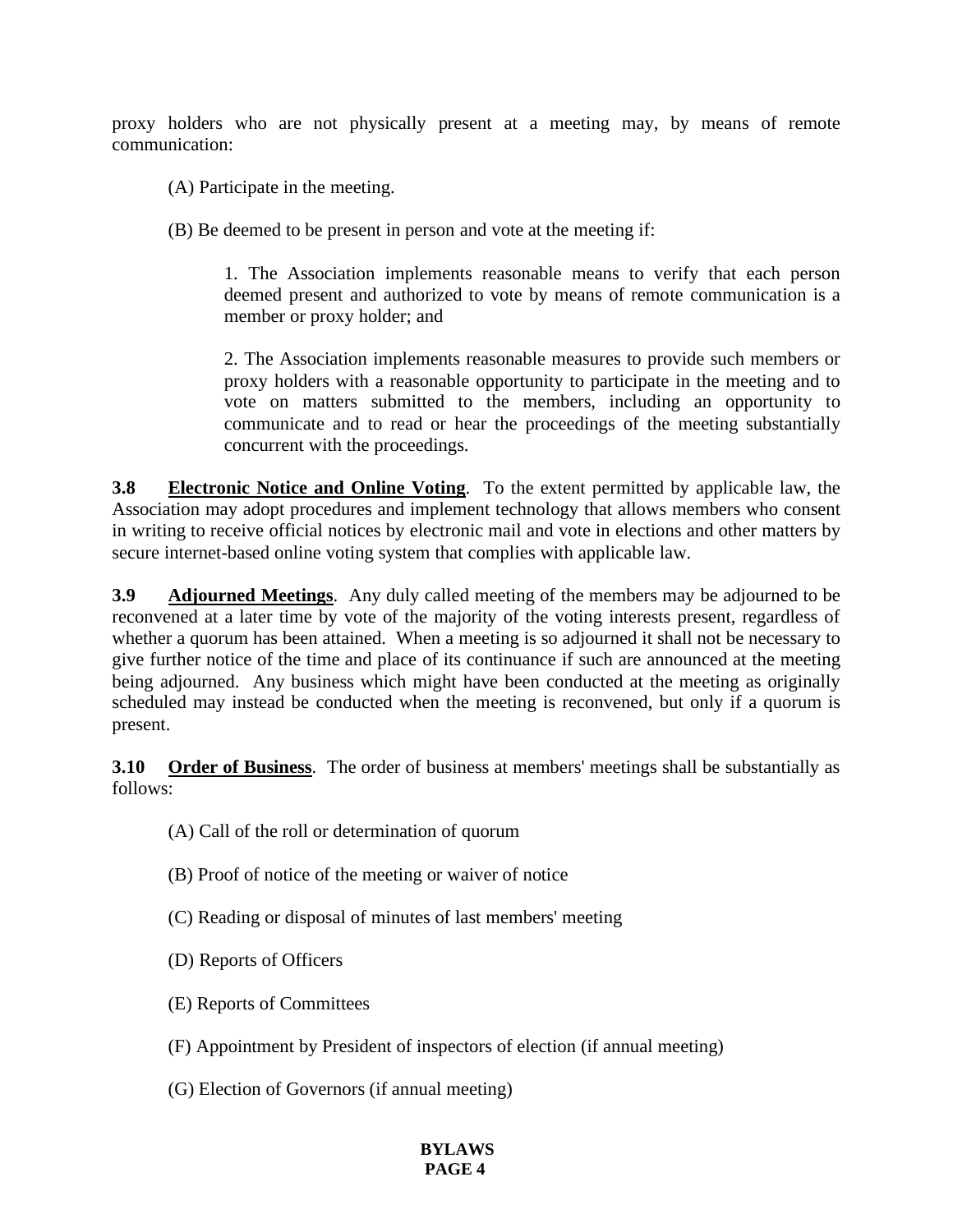proxy holders who are not physically present at a meeting may, by means of remote communication:

(A) Participate in the meeting.

(B) Be deemed to be present in person and vote at the meeting if:

1. The Association implements reasonable means to verify that each person deemed present and authorized to vote by means of remote communication is a member or proxy holder; and

2. The Association implements reasonable measures to provide such members or proxy holders with a reasonable opportunity to participate in the meeting and to vote on matters submitted to the members, including an opportunity to communicate and to read or hear the proceedings of the meeting substantially concurrent with the proceedings.

**3.8 Electronic Notice and Online Voting**. To the extent permitted by applicable law, the Association may adopt procedures and implement technology that allows members who consent in writing to receive official notices by electronic mail and vote in elections and other matters by secure internet-based online voting system that complies with applicable law.

**3.9 Adjourned Meetings**. Any duly called meeting of the members may be adjourned to be reconvened at a later time by vote of the majority of the voting interests present, regardless of whether a quorum has been attained. When a meeting is so adjourned it shall not be necessary to give further notice of the time and place of its continuance if such are announced at the meeting being adjourned. Any business which might have been conducted at the meeting as originally scheduled may instead be conducted when the meeting is reconvened, but only if a quorum is present.

**3.10 Order of Business**. The order of business at members' meetings shall be substantially as follows:

(A) Call of the roll or determination of quorum

(B) Proof of notice of the meeting or waiver of notice

(C) Reading or disposal of minutes of last members' meeting

(D) Reports of Officers

(E) Reports of Committees

(F) Appointment by President of inspectors of election (if annual meeting)

(G) Election of Governors (if annual meeting)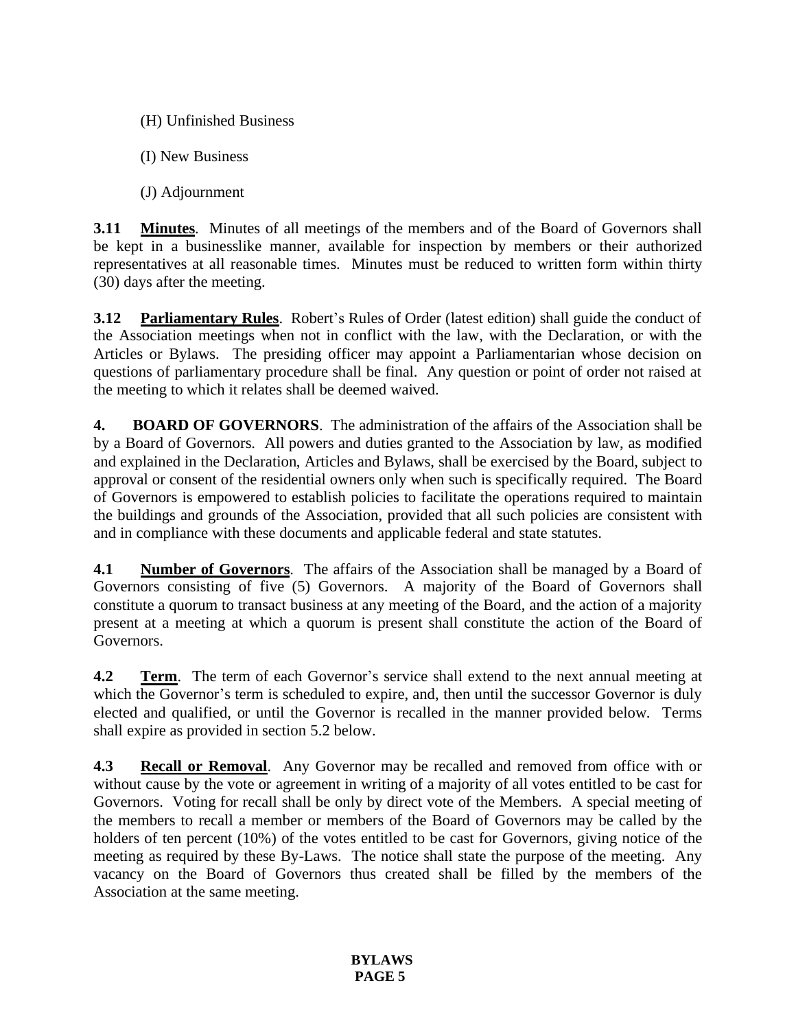(H) Unfinished Business

(I) New Business

(J) Adjournment

**3.11 <u>Minutes</u>**. Minutes of all meetings of the members and of the Board of Governors shall be kept in a businesslike manner, available for inspection by members or their authorized representatives at all reasonable times. Minutes must be reduced to written form within thirty (30) days after the meeting.

**3.12 <u>Parliamentary Rules</u>**. Robert's Rules of Order (latest edition) shall guide the conduct of the Association meetings when not in conflict with the law, with the Declaration, or with the Articles or Bylaws. The presiding officer may appoint a Parliamentarian whose decision on questions of parliamentary procedure shall be final. Any question or point of order not raised at the meeting to which it relates shall be deemed waived.

**4. BOARD OF GOVERNORS**. The administration of the affairs of the Association shall be by a Board of Governors. All powers and duties granted to the Association by law, as modified and explained in the Declaration, Articles and Bylaws, shall be exercised by the Board, subject to approval or consent of the residential owners only when such is specifically required. The Board of Governors is empowered to establish policies to facilitate the operations required to maintain the buildings and grounds of the Association, provided that all such policies are consistent with and in compliance with these documents and applicable federal and state statutes.

**4.1 <u>Number of Governors</u>**. The affairs of the Association shall be managed by a Board of Governors consisting of five (5) Governors. A majority of the Board of Governors shall constitute a quorum to transact business at any meeting of the Board, and the action of a majority present at a meeting at which a quorum is present shall constitute the action of the Board of Governors.

**4.2 <u>Term</u>**. The term of each Governor's service shall extend to the next annual meeting at which the Governor's term is scheduled to expire, and, then until the successor Governor is duly elected and qualified, or until the Governor is recalled in the manner provided below. Terms shall expire as provided in section 5.2 below.

**4.3 <u>Recall or Removal</u>**. Any Governor may be recalled and removed from office with or without cause by the vote or agreement in writing of a majority of all votes entitled to be cast for Governors. Voting for recall shall be only by direct vote of the Members. A special meeting of the members to recall a member or members of the Board of Governors may be called by the holders of ten percent (10%) of the votes entitled to be cast for Governors, giving notice of the meeting as required by these By-Laws. The notice shall state the purpose of the meeting. Any vacancy on the Board of Governors thus created shall be filled by the members of the Association at the same meeting.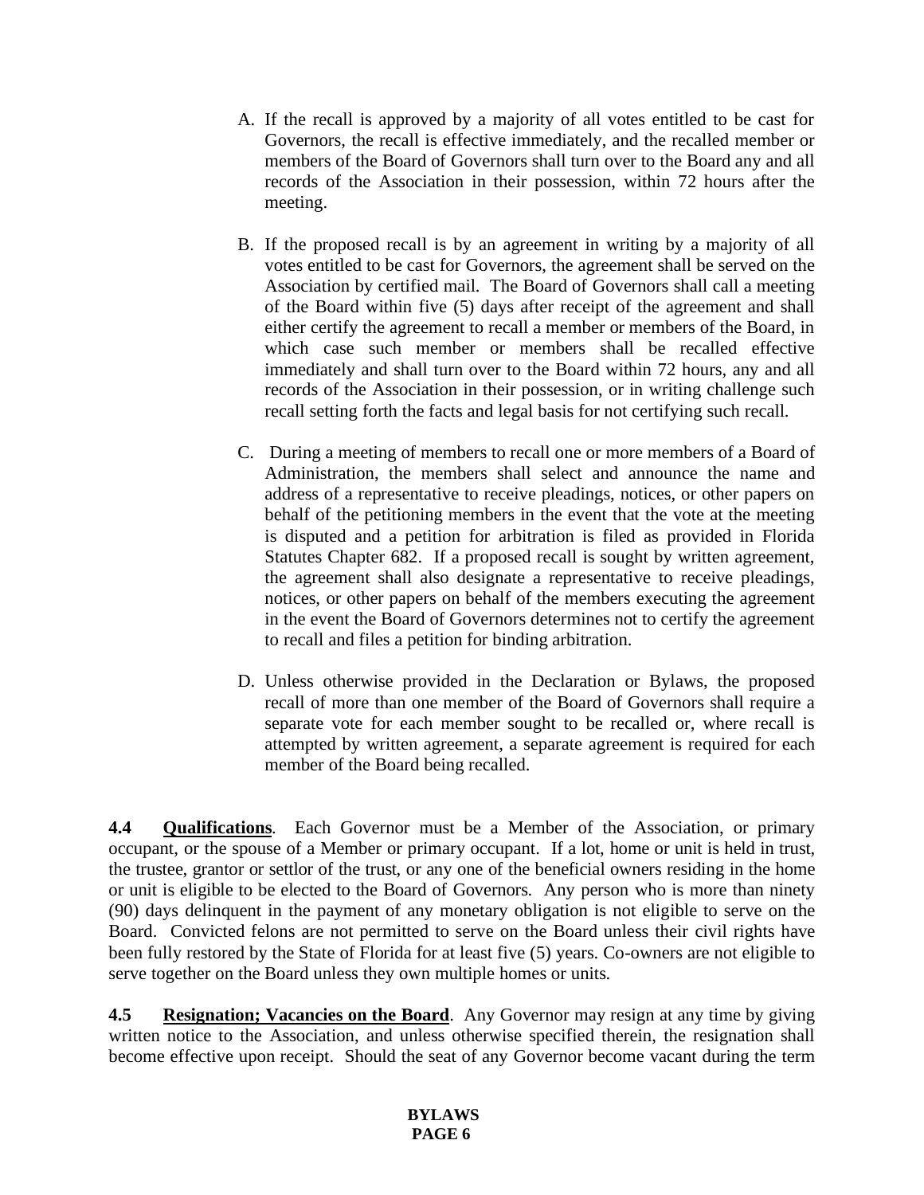A. If the recall is approved by a majority of all votes entitled to be cast for Governors, the recall is effective immediately, and the recalled member or members of the Board of Governors shall turn over to the Board any and all records of the Association in their possession, within 72 hours after the meeting.

B. If the proposed recall is by an agreement in writing by a majority of all votes entitled to be cast for Governors, the agreement shall be served on the Association by certified mail. The Board of Governors shall call a meeting of the Board within five (5) days after receipt of the agreement and shall either certify the agreement to recall a member or members of the Board, in which case such member or members shall be recalled effective immediately and shall turn over to the Board within 72 hours, any and all records of the Association in their possession, or in writing challenge such recall setting forth the facts and legal basis for not certifying such recall.

C. During a meeting of members to recall one or more members of a Board of Administration, the members shall select and announce the name and address of a representative to receive pleadings, notices, or other papers on behalf of the petitioning members in the event that the vote at the meeting is disputed and a petition for arbitration is filed as provided in Florida Statutes Chapter 682. If a proposed recall is sought by written agreement, the agreement shall also designate a representative to receive pleadings, notices, or other papers on behalf of the members executing the agreement in the event the Board of Governors determines not to certify the agreement to recall and files a petition for binding arbitration.

D. Unless otherwise provided in the Declaration or Bylaws, the proposed recall of more than one member of the Board of Governors shall require a separate vote for each member sought to be recalled or, where recall is attempted by written agreement, a separate agreement is required for each member of the Board being recalled.

**4.4 Qualifications**. Each Governor must be a Member of the Association, or primary occupant, or the spouse of a Member or primary occupant. If a lot, home or unit is held in trust, the trustee, grantor or settlor of the trust, or any one of the beneficial owners residing in the home or unit is eligible to be elected to the Board of Governors. Any person who is more than ninety (90) days delinquent in the payment of any monetary obligation is not eligible to serve on the Board. Convicted felons are not permitted to serve on the Board unless their civil rights have been fully restored by the State of Florida for at least five (5) years. Co-owners are not eligible to serve together on the Board unless they own multiple homes or units.

**4.5 Resignation; Vacancies on the Board**. Any Governor may resign at any time by giving written notice to the Association, and unless otherwise specified therein, the resignation shall become effective upon receipt. Should the seat of any Governor become vacant during the term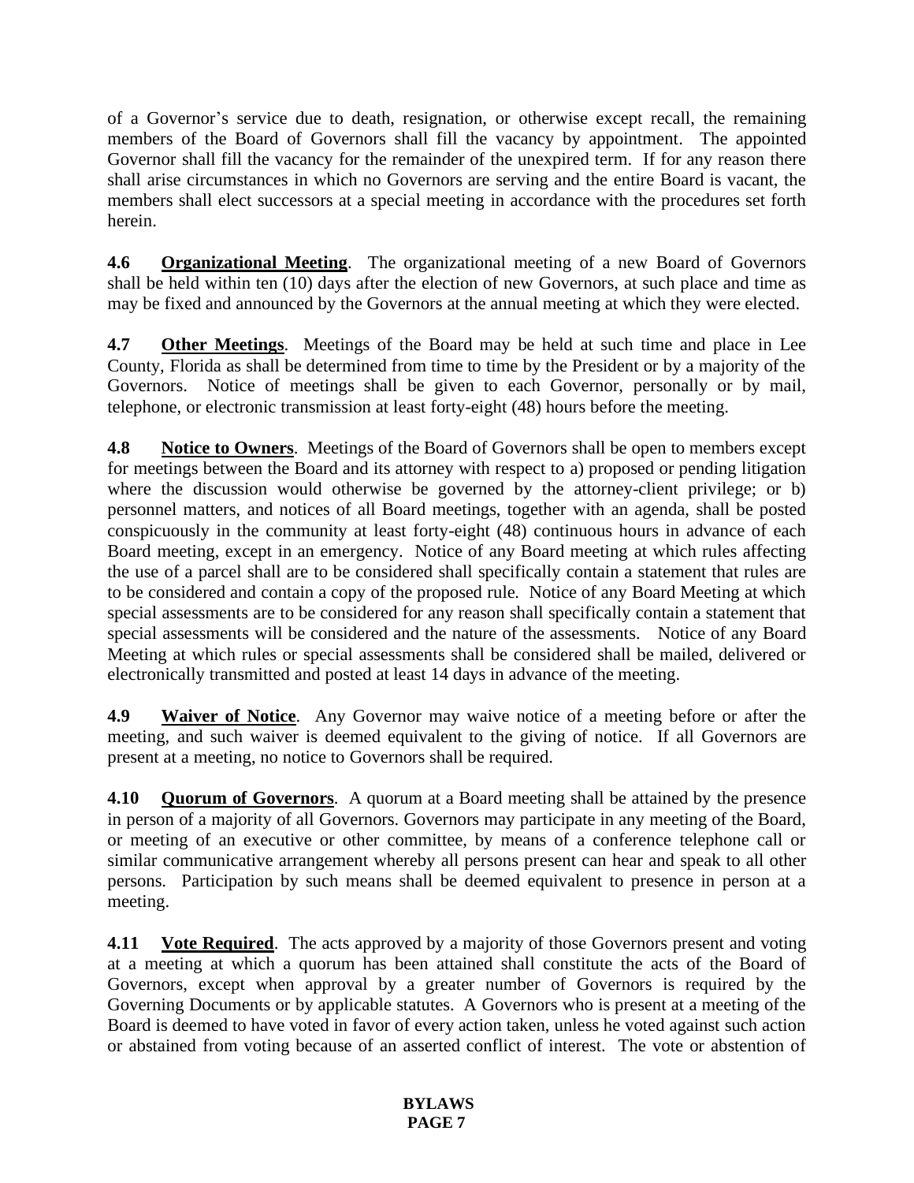of a Governor's service due to death, resignation, or otherwise except recall, the remaining members of the Board of Governors shall fill the vacancy by appointment. The appointed Governor shall fill the vacancy for the remainder of the unexpired term. If for any reason there shall arise circumstances in which no Governors are serving and the entire Board is vacant, the members shall elect successors at a special meeting in accordance with the procedures set forth herein.

**4.6 Organizational Meeting**. The organizational meeting of a new Board of Governors shall be held within ten (10) days after the election of new Governors, at such place and time as may be fixed and announced by the Governors at the annual meeting at which they were elected.

**4.7 Other Meetings**. Meetings of the Board may be held at such time and place in Lee County, Florida as shall be determined from time to time by the President or by a majority of the Governors. Notice of meetings shall be given to each Governor, personally or by mail, telephone, or electronic transmission at least forty-eight (48) hours before the meeting.

**4.8 Notice to Owners**. Meetings of the Board of Governors shall be open to members except for meetings between the Board and its attorney with respect to a) proposed or pending litigation where the discussion would otherwise be governed by the attorney-client privilege; or b) personnel matters, and notices of all Board meetings, together with an agenda, shall be posted conspicuously in the community at least forty-eight (48) continuous hours in advance of each Board meeting, except in an emergency. Notice of any Board meeting at which rules affecting the use of a parcel shall are to be considered shall specifically contain a statement that rules are to be considered and contain a copy of the proposed rule. Notice of any Board Meeting at which special assessments are to be considered for any reason shall specifically contain a statement that special assessments will be considered and the nature of the assessments. Notice of any Board Meeting at which rules or special assessments shall be considered shall be mailed, delivered or electronically transmitted and posted at least 14 days in advance of the meeting.

**4.9 Waiver of Notice**. Any Governor may waive notice of a meeting before or after the meeting, and such waiver is deemed equivalent to the giving of notice. If all Governors are present at a meeting, no notice to Governors shall be required.

**4.10 Quorum of Governors**. A quorum at a Board meeting shall be attained by the presence in person of a majority of all Governors. Governors may participate in any meeting of the Board, or meeting of an executive or other committee, by means of a conference telephone call or similar communicative arrangement whereby all persons present can hear and speak to all other persons. Participation by such means shall be deemed equivalent to presence in person at a meeting.

**4.11 Vote Required**. The acts approved by a majority of those Governors present and voting at a meeting at which a quorum has been attained shall constitute the acts of the Board of Governors, except when approval by a greater number of Governors is required by the Governing Documents or by applicable statutes. A Governors who is present at a meeting of the Board is deemed to have voted in favor of every action taken, unless he voted against such action or abstained from voting because of an asserted conflict of interest. The vote or abstention of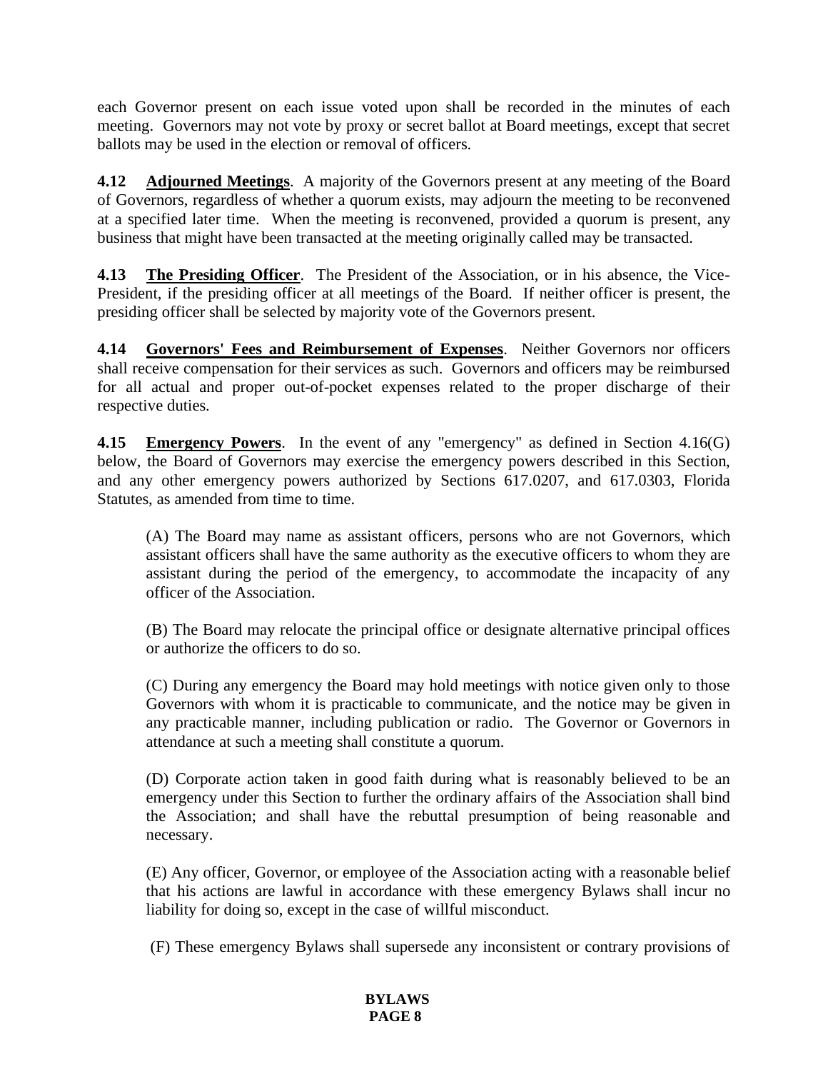each Governor present on each issue voted upon shall be recorded in the minutes of each meeting. Governors may not vote by proxy or secret ballot at Board meetings, except that secret ballots may be used in the election or removal of officers.

**4.12 Adjourned Meetings**. A majority of the Governors present at any meeting of the Board of Governors, regardless of whether a quorum exists, may adjourn the meeting to be reconvened at a specified later time. When the meeting is reconvened, provided a quorum is present, any business that might have been transacted at the meeting originally called may be transacted.

**4.13 The Presiding Officer**. The President of the Association, or in his absence, the Vice-President, if the presiding officer at all meetings of the Board. If neither officer is present, the presiding officer shall be selected by majority vote of the Governors present.

**4.14 Governors' Fees and Reimbursement of Expenses**. Neither Governors nor officers shall receive compensation for their services as such. Governors and officers may be reimbursed for all actual and proper out-of-pocket expenses related to the proper discharge of their respective duties.

**4.15 Emergency Powers**. In the event of any "emergency" as defined in Section 4.16(G) below, the Board of Governors may exercise the emergency powers described in this Section, and any other emergency powers authorized by Sections 617.0207, and 617.0303, Florida Statutes, as amended from time to time.

(A) The Board may name as assistant officers, persons who are not Governors, which assistant officers shall have the same authority as the executive officers to whom they are assistant during the period of the emergency, to accommodate the incapacity of any officer of the Association.

(B) The Board may relocate the principal office or designate alternative principal offices or authorize the officers to do so.

(C) During any emergency the Board may hold meetings with notice given only to those Governors with whom it is practicable to communicate, and the notice may be given in any practicable manner, including publication or radio. The Governor or Governors in attendance at such a meeting shall constitute a quorum.

(D) Corporate action taken in good faith during what is reasonably believed to be an emergency under this Section to further the ordinary affairs of the Association shall bind the Association; and shall have the rebuttal presumption of being reasonable and necessary.

(E) Any officer, Governor, or employee of the Association acting with a reasonable belief that his actions are lawful in accordance with these emergency Bylaws shall incur no liability for doing so, except in the case of willful misconduct.

(F) These emergency Bylaws shall supersede any inconsistent or contrary provisions of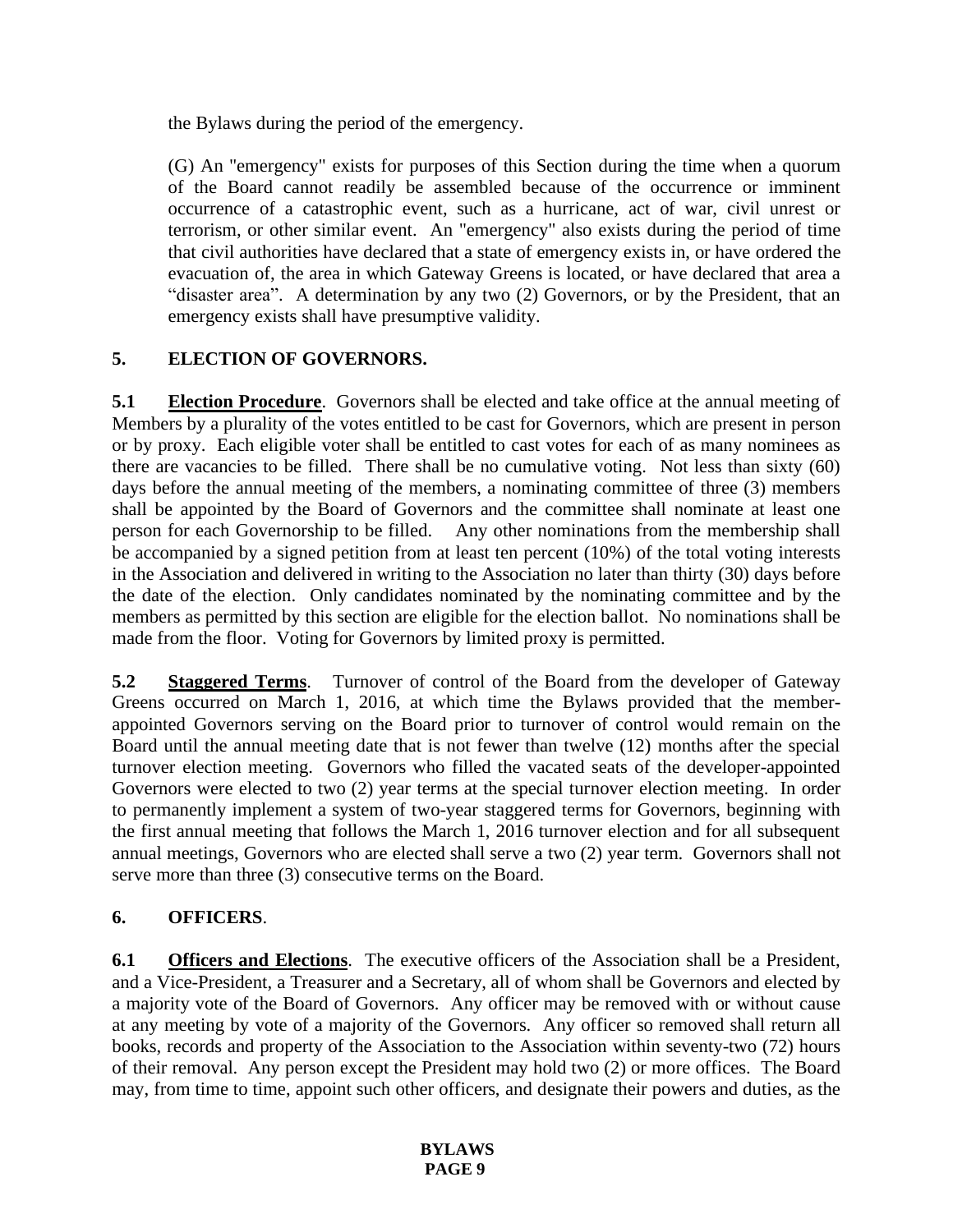the Bylaws during the period of the emergency.

(G) An "emergency" exists for purposes of this Section during the time when a quorum of the Board cannot readily be assembled because of the occurrence or imminent occurrence of a catastrophic event, such as a hurricane, act of war, civil unrest or terrorism, or other similar event. An "emergency" also exists during the period of time that civil authorities have declared that a state of emergency exists in, or have ordered the evacuation of, the area in which Gateway Greens is located, or have declared that area a "disaster area". A determination by any two (2) Governors, or by the President, that an emergency exists shall have presumptive validity.

## 5. ELECTION OF GOVERNORS.

**5.1 Election Procedure**. Governors shall be elected and take office at the annual meeting of Members by a plurality of the votes entitled to be cast for Governors, which are present in person or by proxy. Each eligible voter shall be entitled to cast votes for each of as many nominees as there are vacancies to be filled. There shall be no cumulative voting. Not less than sixty (60) days before the annual meeting of the members, a nominating committee of three (3) members shall be appointed by the Board of Governors and the committee shall nominate at least one person for each Governorship to be filled. Any other nominations from the membership shall be accompanied by a signed petition from at least ten percent (10%) of the total voting interests in the Association and delivered in writing to the Association no later than thirty (30) days before the date of the election. Only candidates nominated by the nominating committee and by the members as permitted by this section are eligible for the election ballot. No nominations shall be made from the floor. Voting for Governors by limited proxy is permitted.

**5.2 Staggered Terms**. Turnover of control of the Board from the developer of Gateway Greens occurred on March 1, 2016, at which time the Bylaws provided that the member-appointed Governors serving on the Board prior to turnover of control would remain on the Board until the annual meeting date that is not fewer than twelve (12) months after the special turnover election meeting. Governors who filled the vacated seats of the developer-appointed Governors were elected to two (2) year terms at the special turnover election meeting. In order to permanently implement a system of two-year staggered terms for Governors, beginning with the first annual meeting that follows the March 1, 2016 turnover election and for all subsequent annual meetings, Governors who are elected shall serve a two (2) year term. Governors shall not serve more than three (3) consecutive terms on the Board.

## 6. OFFICERS.

**6.1 Officers and Elections**. The executive officers of the Association shall be a President, and a Vice-President, a Treasurer and a Secretary, all of whom shall be Governors and elected by a majority vote of the Board of Governors. Any officer may be removed with or without cause at any meeting by vote of a majority of the Governors. Any officer so removed shall return all books, records and property of the Association to the Association within seventy-two (72) hours of their removal. Any person except the President may hold two (2) or more offices. The Board may, from time to time, appoint such other officers, and designate their powers and duties, as the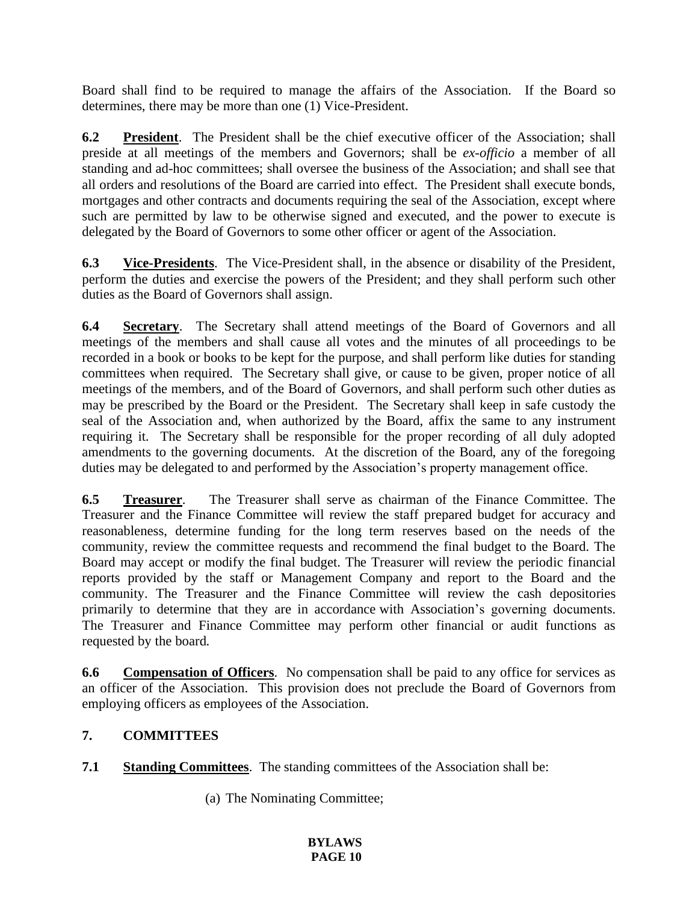Board shall find to be required to manage the affairs of the Association. If the Board so determines, there may be more than one (1) Vice-President.

**6.2 President**. The President shall be the chief executive officer of the Association; shall preside at all meetings of the members and Governors; shall be *ex-officio* a member of all standing and ad-hoc committees; shall oversee the business of the Association; and shall see that all orders and resolutions of the Board are carried into effect. The President shall execute bonds, mortgages and other contracts and documents requiring the seal of the Association, except where such are permitted by law to be otherwise signed and executed, and the power to execute is delegated by the Board of Governors to some other officer or agent of the Association.

**6.3 Vice-Presidents**. The Vice-President shall, in the absence or disability of the President, perform the duties and exercise the powers of the President; and they shall perform such other duties as the Board of Governors shall assign.

**6.4 Secretary**. The Secretary shall attend meetings of the Board of Governors and all meetings of the members and shall cause all votes and the minutes of all proceedings to be recorded in a book or books to be kept for the purpose, and shall perform like duties for standing committees when required. The Secretary shall give, or cause to be given, proper notice of all meetings of the members, and of the Board of Governors, and shall perform such other duties as may be prescribed by the Board or the President. The Secretary shall keep in safe custody the seal of the Association and, when authorized by the Board, affix the same to any instrument requiring it. The Secretary shall be responsible for the proper recording of all duly adopted amendments to the governing documents. At the discretion of the Board, any of the foregoing duties may be delegated to and performed by the Association's property management office.

**6.5 Treasurer**. The Treasurer shall serve as chairman of the Finance Committee. The Treasurer and the Finance Committee will review the staff prepared budget for accuracy and reasonableness, determine funding for the long term reserves based on the needs of the community, review the committee requests and recommend the final budget to the Board. The Board may accept or modify the final budget. The Treasurer will review the periodic financial reports provided by the staff or Management Company and report to the Board and the community. The Treasurer and the Finance Committee will review the cash depositories primarily to determine that they are in accordance with Association's governing documents. The Treasurer and Finance Committee may perform other financial or audit functions as requested by the board.

**6.6 Compensation of Officers**. No compensation shall be paid to any office for services as an officer of the Association. This provision does not preclude the Board of Governors from employing officers as employees of the Association.

## 7. COMMITTEES

**7.1 Standing Committees**. The standing committees of the Association shall be:

(a) The Nominating Committee;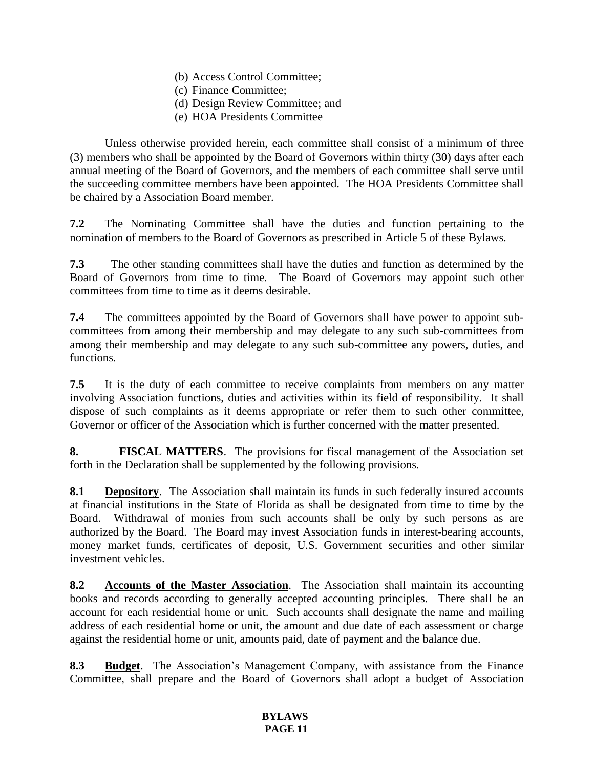(b) Access Control Committee;
(c) Finance Committee;
(d) Design Review Committee; and
(e) HOA Presidents Committee

Unless otherwise provided herein, each committee shall consist of a minimum of three (3) members who shall be appointed by the Board of Governors within thirty (30) days after each annual meeting of the Board of Governors, and the members of each committee shall serve until the succeeding committee members have been appointed. The HOA Presidents Committee shall be chaired by a Association Board member.

**7.2** The Nominating Committee shall have the duties and function pertaining to the nomination of members to the Board of Governors as prescribed in Article 5 of these Bylaws.

**7.3** The other standing committees shall have the duties and function as determined by the Board of Governors from time to time. The Board of Governors may appoint such other committees from time to time as it deems desirable.

**7.4** The committees appointed by the Board of Governors shall have power to appoint sub-committees from among their membership and may delegate to any such sub-committees from among their membership and may delegate to any such sub-committee any powers, duties, and functions.

**7.5** It is the duty of each committee to receive complaints from members on any matter involving Association functions, duties and activities within its field of responsibility. It shall dispose of such complaints as it deems appropriate or refer them to such other committee, Governor or officer of the Association which is further concerned with the matter presented.

**8. FISCAL MATTERS**. The provisions for fiscal management of the Association set forth in the Declaration shall be supplemented by the following provisions.

**8.1 Depository**. The Association shall maintain its funds in such federally insured accounts at financial institutions in the State of Florida as shall be designated from time to time by the Board. Withdrawal of monies from such accounts shall be only by such persons as are authorized by the Board. The Board may invest Association funds in interest-bearing accounts, money market funds, certificates of deposit, U.S. Government securities and other similar investment vehicles.

**8.2 Accounts of the Master Association**. The Association shall maintain its accounting books and records according to generally accepted accounting principles. There shall be an account for each residential home or unit. Such accounts shall designate the name and mailing address of each residential home or unit, the amount and due date of each assessment or charge against the residential home or unit, amounts paid, date of payment and the balance due.

**8.3 Budget**. The Association's Management Company, with assistance from the Finance Committee, shall prepare and the Board of Governors shall adopt a budget of Association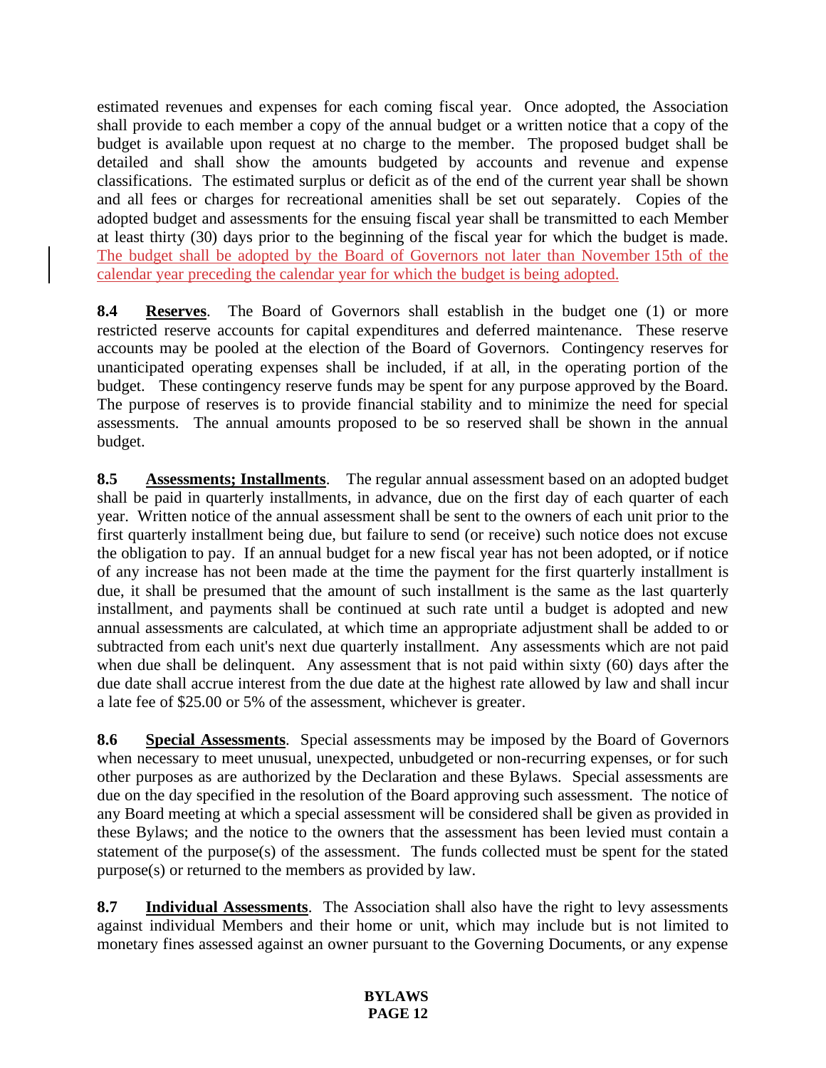estimated revenues and expenses for each coming fiscal year. Once adopted, the Association shall provide to each member a copy of the annual budget or a written notice that a copy of the budget is available upon request at no charge to the member. The proposed budget shall be detailed and shall show the amounts budgeted by accounts and revenue and expense classifications. The estimated surplus or deficit as of the end of the current year shall be shown and all fees or charges for recreational amenities shall be set out separately. Copies of the adopted budget and assessments for the ensuing fiscal year shall be transmitted to each Member at least thirty (30) days prior to the beginning of the fiscal year for which the budget is made. The budget shall be adopted by the Board of Governors not later than November 15th of the calendar year preceding the calendar year for which the budget is being adopted.

**8.4 Reserves**. The Board of Governors shall establish in the budget one (1) or more restricted reserve accounts for capital expenditures and deferred maintenance. These reserve accounts may be pooled at the election of the Board of Governors. Contingency reserves for unanticipated operating expenses shall be included, if at all, in the operating portion of the budget. These contingency reserve funds may be spent for any purpose approved by the Board. The purpose of reserves is to provide financial stability and to minimize the need for special assessments. The annual amounts proposed to be so reserved shall be shown in the annual budget.

**8.5 Assessments; Installments**. The regular annual assessment based on an adopted budget shall be paid in quarterly installments, in advance, due on the first day of each quarter of each year. Written notice of the annual assessment shall be sent to the owners of each unit prior to the first quarterly installment being due, but failure to send (or receive) such notice does not excuse the obligation to pay. If an annual budget for a new fiscal year has not been adopted, or if notice of any increase has not been made at the time the payment for the first quarterly installment is due, it shall be presumed that the amount of such installment is the same as the last quarterly installment, and payments shall be continued at such rate until a budget is adopted and new annual assessments are calculated, at which time an appropriate adjustment shall be added to or subtracted from each unit's next due quarterly installment. Any assessments which are not paid when due shall be delinquent. Any assessment that is not paid within sixty (60) days after the due date shall accrue interest from the due date at the highest rate allowed by law and shall incur a late fee of $25.00 or 5% of the assessment, whichever is greater.

**8.6 Special Assessments**. Special assessments may be imposed by the Board of Governors when necessary to meet unusual, unexpected, unbudgeted or non-recurring expenses, or for such other purposes as are authorized by the Declaration and these Bylaws. Special assessments are due on the day specified in the resolution of the Board approving such assessment. The notice of any Board meeting at which a special assessment will be considered shall be given as provided in these Bylaws; and the notice to the owners that the assessment has been levied must contain a statement of the purpose(s) of the assessment. The funds collected must be spent for the stated purpose(s) or returned to the members as provided by law.

**8.7 Individual Assessments**. The Association shall also have the right to levy assessments against individual Members and their home or unit, which may include but is not limited to monetary fines assessed against an owner pursuant to the Governing Documents, or any expense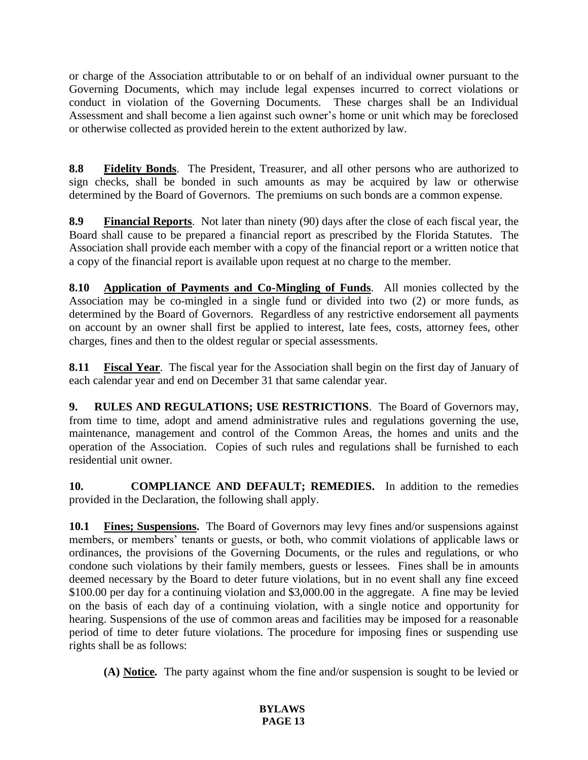or charge of the Association attributable to or on behalf of an individual owner pursuant to the Governing Documents, which may include legal expenses incurred to correct violations or conduct in violation of the Governing Documents. These charges shall be an Individual Assessment and shall become a lien against such owner's home or unit which may be foreclosed or otherwise collected as provided herein to the extent authorized by law.

**8.8 <u>Fidelity Bonds</u>**. The President, Treasurer, and all other persons who are authorized to sign checks, shall be bonded in such amounts as may be acquired by law or otherwise determined by the Board of Governors. The premiums on such bonds are a common expense.

**8.9 <u>Financial Reports</u>**. Not later than ninety (90) days after the close of each fiscal year, the Board shall cause to be prepared a financial report as prescribed by the Florida Statutes. The Association shall provide each member with a copy of the financial report or a written notice that a copy of the financial report is available upon request at no charge to the member.

**8.10 <u>Application of Payments and Co-Mingling of Funds</u>**. All monies collected by the Association may be co-mingled in a single fund or divided into two (2) or more funds, as determined by the Board of Governors. Regardless of any restrictive endorsement all payments on account by an owner shall first be applied to interest, late fees, costs, attorney fees, other charges, fines and then to the oldest regular or special assessments.

**8.11 <u>Fiscal Year</u>**. The fiscal year for the Association shall begin on the first day of January of each calendar year and end on December 31 that same calendar year.

**9. RULES AND REGULATIONS; USE RESTRICTIONS**. The Board of Governors may, from time to time, adopt and amend administrative rules and regulations governing the use, maintenance, management and control of the Common Areas, the homes and units and the operation of the Association. Copies of such rules and regulations shall be furnished to each residential unit owner.

**10. COMPLIANCE AND DEFAULT; REMEDIES.** In addition to the remedies provided in the Declaration, the following shall apply.

**10.1 <u>Fines; Suspensions</u>.** The Board of Governors may levy fines and/or suspensions against members, or members' tenants or guests, or both, who commit violations of applicable laws or ordinances, the provisions of the Governing Documents, or the rules and regulations, or who condone such violations by their family members, guests or lessees. Fines shall be in amounts deemed necessary by the Board to deter future violations, but in no event shall any fine exceed $100.00 per day for a continuing violation and $3,000.00 in the aggregate. A fine may be levied on the basis of each day of a continuing violation, with a single notice and opportunity for hearing. Suspensions of the use of common areas and facilities may be imposed for a reasonable period of time to deter future violations. The procedure for imposing fines or suspending use rights shall be as follows:

**(A) <u>Notice</u>.** The party against whom the fine and/or suspension is sought to be levied or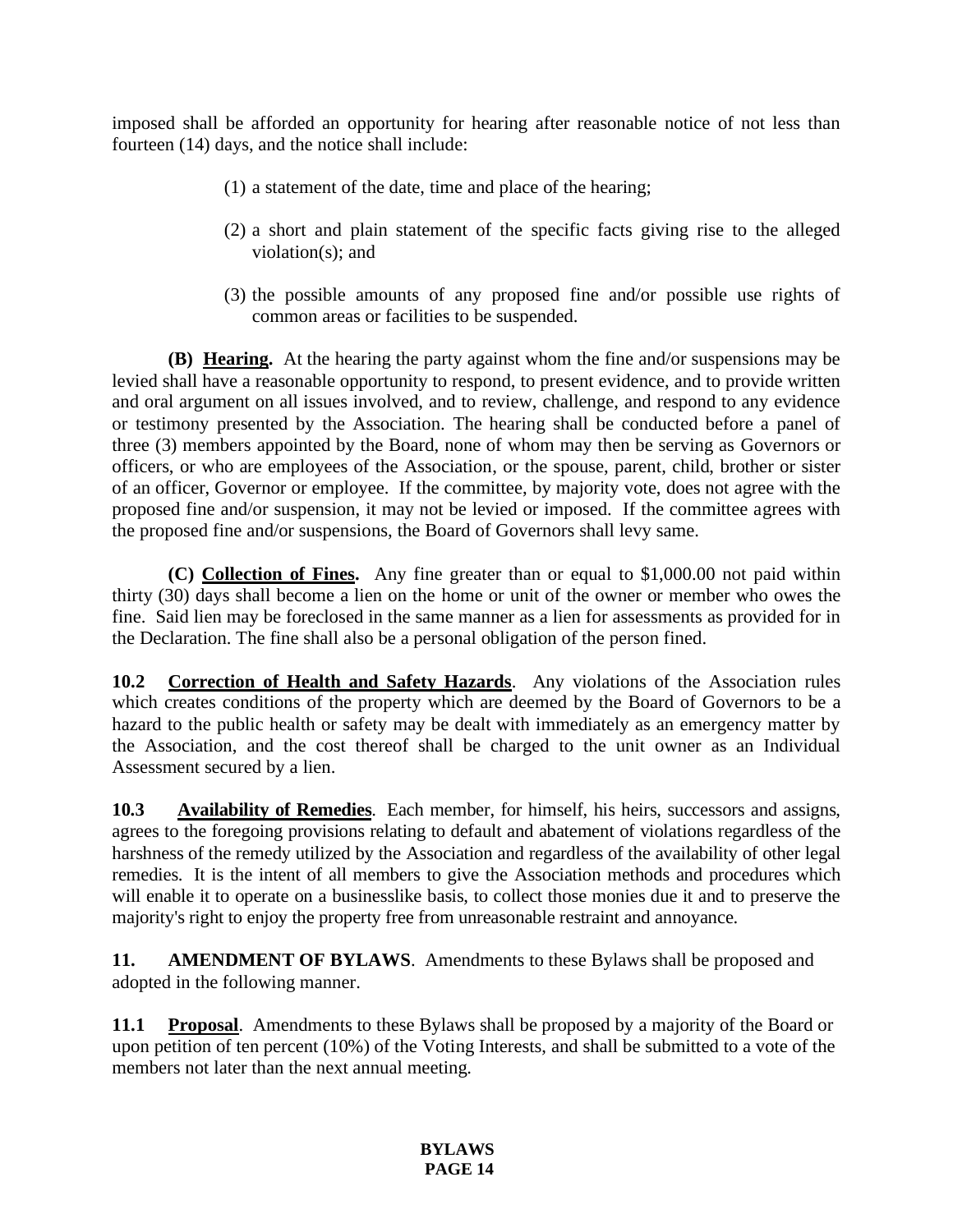imposed shall be afforded an opportunity for hearing after reasonable notice of not less than fourteen (14) days, and the notice shall include:

(1) a statement of the date, time and place of the hearing;

(2) a short and plain statement of the specific facts giving rise to the alleged violation(s); and

(3) the possible amounts of any proposed fine and/or possible use rights of common areas or facilities to be suspended.

**(B) <u>Hearing</u>.** At the hearing the party against whom the fine and/or suspensions may be levied shall have a reasonable opportunity to respond, to present evidence, and to provide written and oral argument on all issues involved, and to review, challenge, and respond to any evidence or testimony presented by the Association. The hearing shall be conducted before a panel of three (3) members appointed by the Board, none of whom may then be serving as Governors or officers, or who are employees of the Association, or the spouse, parent, child, brother or sister of an officer, Governor or employee. If the committee, by majority vote, does not agree with the proposed fine and/or suspension, it may not be levied or imposed. If the committee agrees with the proposed fine and/or suspensions, the Board of Governors shall levy same.

**(C) <u>Collection of Fines</u>.** Any fine greater than or equal to $1,000.00 not paid within thirty (30) days shall become a lien on the home or unit of the owner or member who owes the fine. Said lien may be foreclosed in the same manner as a lien for assessments as provided for in the Declaration. The fine shall also be a personal obligation of the person fined.

**10.2 <u>Correction of Health and Safety Hazards</u>**. Any violations of the Association rules which creates conditions of the property which are deemed by the Board of Governors to be a hazard to the public health or safety may be dealt with immediately as an emergency matter by the Association, and the cost thereof shall be charged to the unit owner as an Individual Assessment secured by a lien.

**10.3 <u>Availability of Remedies</u>**. Each member, for himself, his heirs, successors and assigns, agrees to the foregoing provisions relating to default and abatement of violations regardless of the harshness of the remedy utilized by the Association and regardless of the availability of other legal remedies. It is the intent of all members to give the Association methods and procedures which will enable it to operate on a businesslike basis, to collect those monies due it and to preserve the majority's right to enjoy the property free from unreasonable restraint and annoyance.

**11. AMENDMENT OF BYLAWS**. Amendments to these Bylaws shall be proposed and adopted in the following manner.

**11.1 <u>Proposal</u>**. Amendments to these Bylaws shall be proposed by a majority of the Board or upon petition of ten percent (10%) of the Voting Interests, and shall be submitted to a vote of the members not later than the next annual meeting.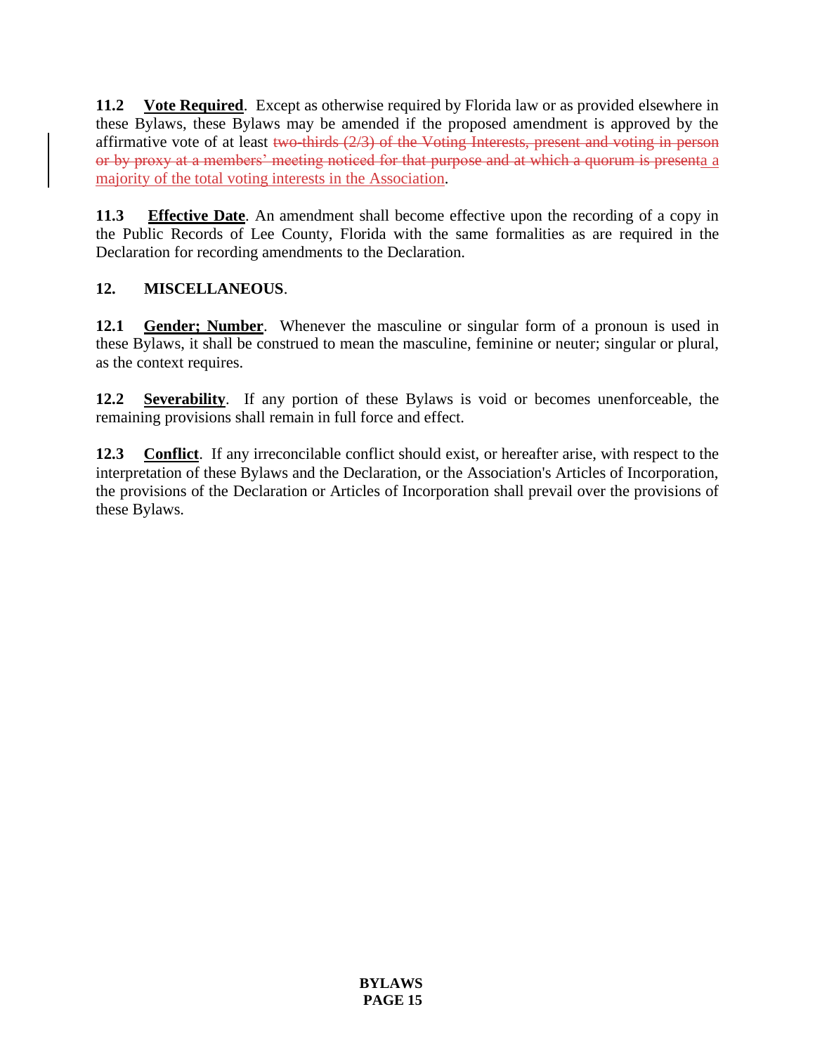**11.2 Vote Required**. Except as otherwise required by Florida law or as provided elsewhere in these Bylaws, these Bylaws may be amended if the proposed amendment is approved by the affirmative vote of at least ~~two-thirds (2/3) of the Voting Interests, present and voting in person or by proxy at a members' meeting noticed for that purpose and at which a quorum is present~~a majority of the total voting interests in the Association.

**11.3 Effective Date**. An amendment shall become effective upon the recording of a copy in the Public Records of Lee County, Florida with the same formalities as are required in the Declaration for recording amendments to the Declaration.

**12. MISCELLANEOUS**.

**12.1 Gender; Number**. Whenever the masculine or singular form of a pronoun is used in these Bylaws, it shall be construed to mean the masculine, feminine or neuter; singular or plural, as the context requires.

**12.2 Severability**. If any portion of these Bylaws is void or becomes unenforceable, the remaining provisions shall remain in full force and effect.

**12.3 Conflict**. If any irreconcilable conflict should exist, or hereafter arise, with respect to the interpretation of these Bylaws and the Declaration, or the Association's Articles of Incorporation, the provisions of the Declaration or Articles of Incorporation shall prevail over the provisions of these Bylaws.